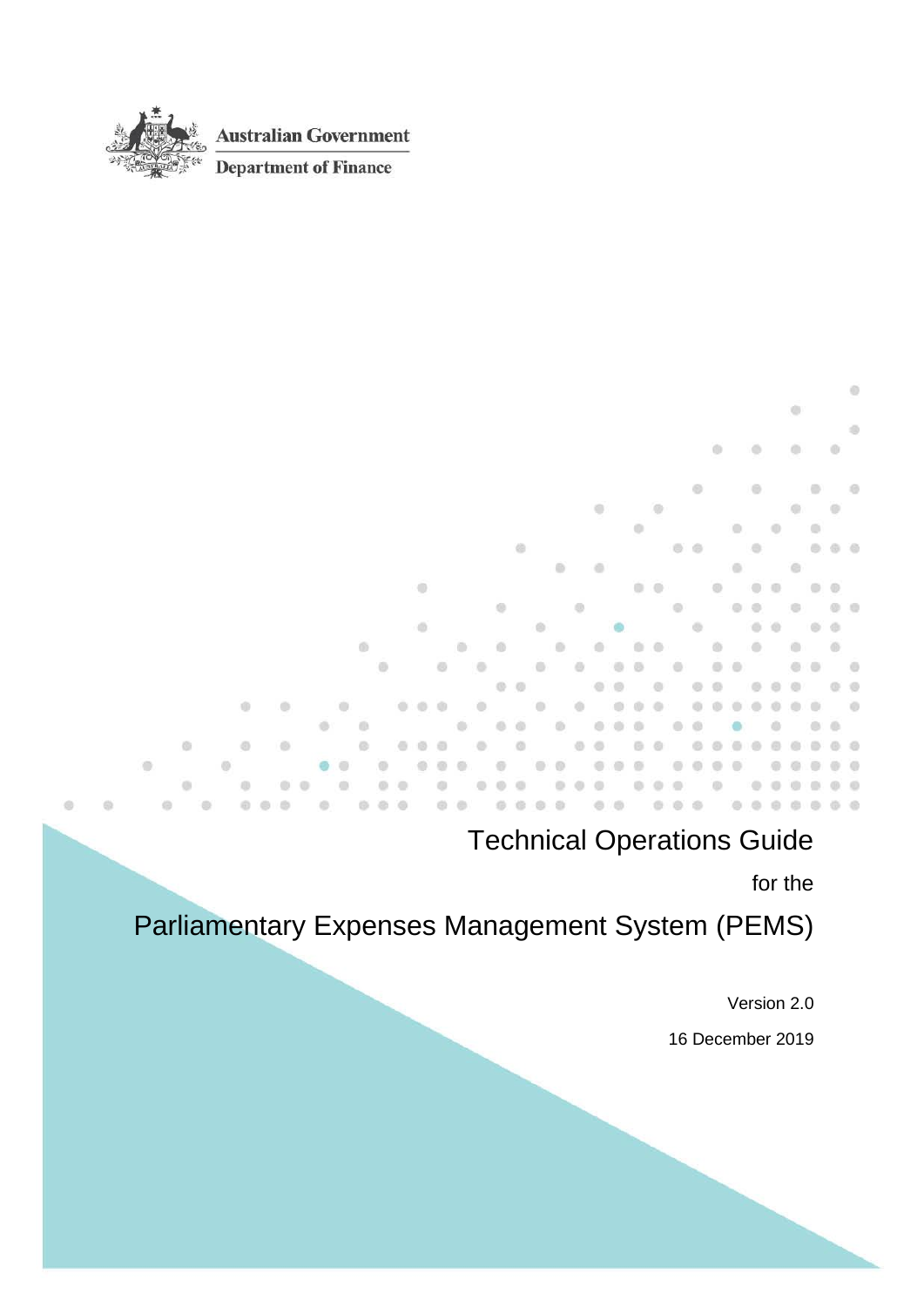Australian Government

Department of Finance

# Technical Operations Guide

for the

# Parliamentary Expenses Management System (PEMS)

Version 2.0

16 December 2019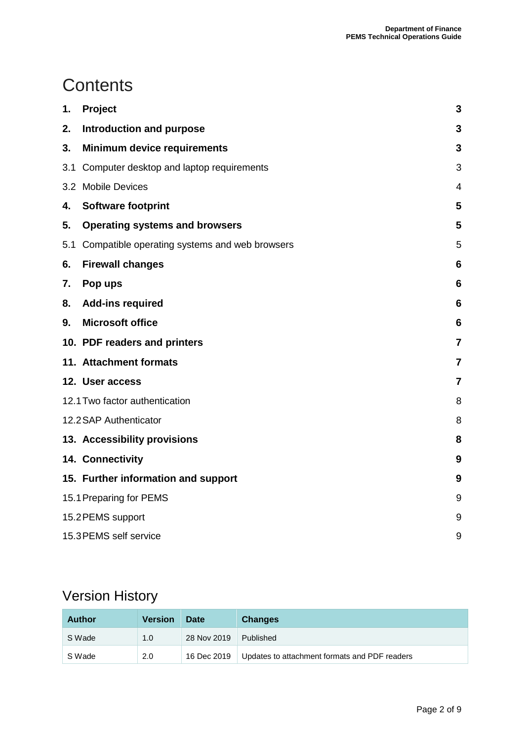# Contents

| | | |
|---|---|---|
| **1.** | **Project** | **3** |
| **2.** | **Introduction and purpose** | **3** |
| **3.** | **Minimum device requirements** | **3** |
| 3.1 | Computer desktop and laptop requirements | 3 |
| 3.2 | Mobile Devices | 4 |
| **4.** | **Software footprint** | **5** |
| **5.** | **Operating systems and browsers** | **5** |
| 5.1 | Compatible operating systems and web browsers | 5 |
| **6.** | **Firewall changes** | **6** |
| **7.** | **Pop ups** | **6** |
| **8.** | **Add-ins required** | **6** |
| **9.** | **Microsoft office** | **6** |
| **10.** | **PDF readers and printers** | **7** |
| **11.** | **Attachment formats** | **7** |
| **12.** | **User access** | **7** |
| 12.1 | Two factor authentication | 8 |
| 12.2 | SAP Authenticator | 8 |
| **13.** | **Accessibility provisions** | **8** |
| **14.** | **Connectivity** | **9** |
| **15.** | **Further information and support** | **9** |
| 15.1 | Preparing for PEMS | 9 |
| 15.2 | PEMS support | 9 |
| 15.3 | PEMS self service | 9 |

# Version History

| Author | Version | Date | Changes |
|---|---|---|---|
| S Wade | 1.0 | 28 Nov 2019 | Published |
| S Wade | 2.0 | 16 Dec 2019 | Updates to attachment formats and PDF readers |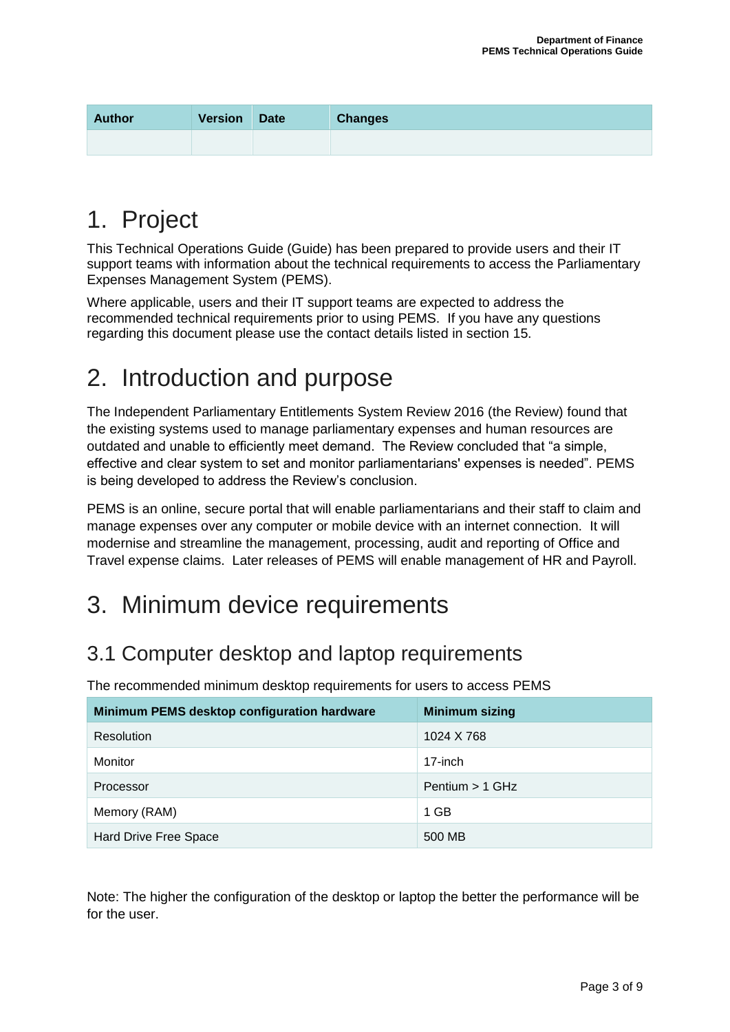| Author | Version | Date | Changes |
| --- | --- | --- | --- |
| | | | |

# 1. Project

This Technical Operations Guide (Guide) has been prepared to provide users and their IT support teams with information about the technical requirements to access the Parliamentary Expenses Management System (PEMS).

Where applicable, users and their IT support teams are expected to address the recommended technical requirements prior to using PEMS. If you have any questions regarding this document please use the contact details listed in section 15.

# 2. Introduction and purpose

The Independent Parliamentary Entitlements System Review 2016 (the Review) found that the existing systems used to manage parliamentary expenses and human resources are outdated and unable to efficiently meet demand. The Review concluded that "a simple, effective and clear system to set and monitor parliamentarians' expenses is needed". PEMS is being developed to address the Review's conclusion.

PEMS is an online, secure portal that will enable parliamentarians and their staff to claim and manage expenses over any computer or mobile device with an internet connection. It will modernise and streamline the management, processing, audit and reporting of Office and Travel expense claims. Later releases of PEMS will enable management of HR and Payroll.

# 3. Minimum device requirements

## 3.1 Computer desktop and laptop requirements

The recommended minimum desktop requirements for users to access PEMS

| Minimum PEMS desktop configuration hardware | Minimum sizing |
| --- | --- |
| Resolution | 1024 X 768 |
| Monitor | 17-inch |
| Processor | Pentium > 1 GHz |
| Memory (RAM) | 1 GB |
| Hard Drive Free Space | 500 MB |

Note: The higher the configuration of the desktop or laptop the better the performance will be for the user.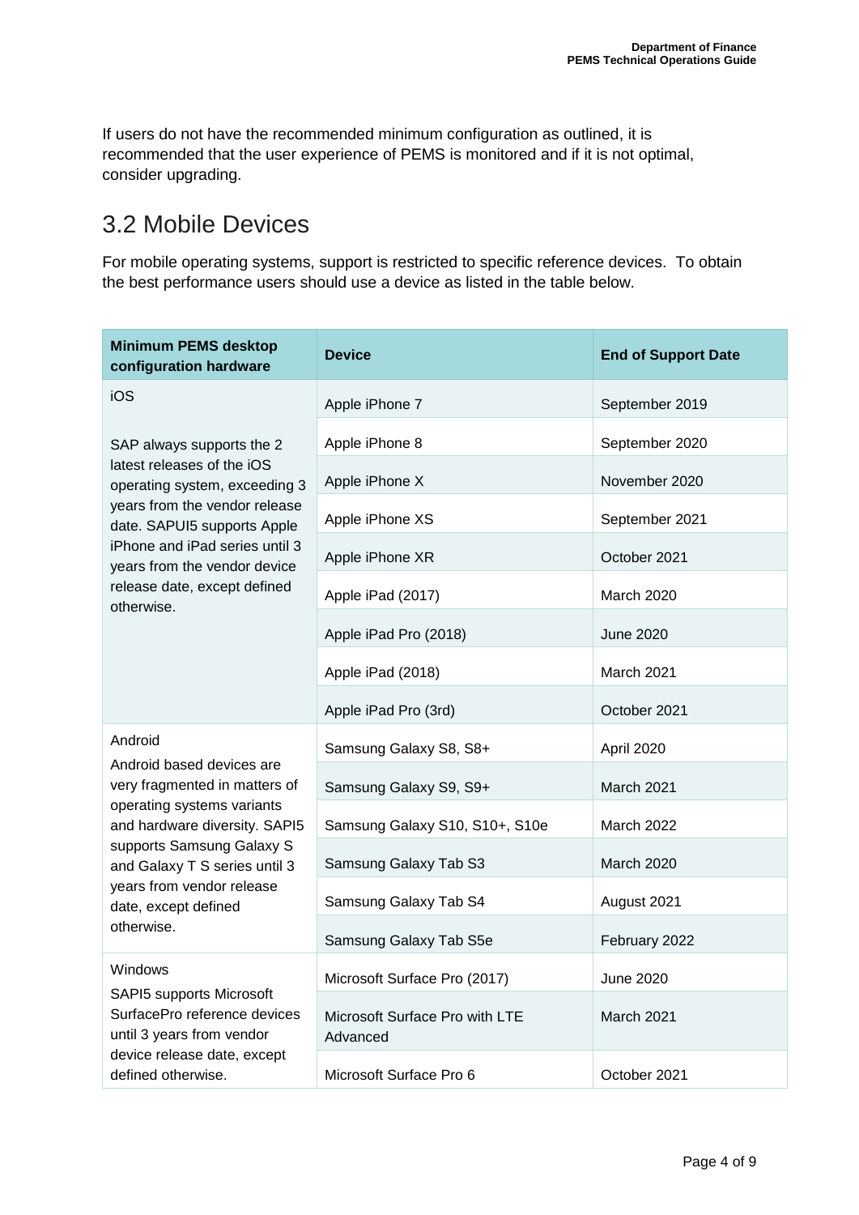If users do not have the recommended minimum configuration as outlined, it is recommended that the user experience of PEMS is monitored and if it is not optimal, consider upgrading.

## 3.2 Mobile Devices

For mobile operating systems, support is restricted to specific reference devices. To obtain the best performance users should use a device as listed in the table below.

| Minimum PEMS desktop configuration hardware | Device | End of Support Date |
|---|---|---|
| iOS<br><br>SAP always supports the 2 latest releases of the iOS operating system, exceeding 3 years from the vendor release date. SAPUI5 supports Apple iPhone and iPad series until 3 years from the vendor device release date, except defined otherwise. | Apple iPhone 7 | September 2019 |
| | Apple iPhone 8 | September 2020 |
| | Apple iPhone X | November 2020 |
| | Apple iPhone XS | September 2021 |
| | Apple iPhone XR | October 2021 |
| | Apple iPad (2017) | March 2020 |
| | Apple iPad Pro (2018) | June 2020 |
| | Apple iPad (2018) | March 2021 |
| | Apple iPad Pro (3rd) | October 2021 |
| Android<br>Android based devices are very fragmented in matters of operating systems variants and hardware diversity. SAPI5 supports Samsung Galaxy S and Galaxy T S series until 3 years from vendor release date, except defined otherwise. | Samsung Galaxy S8, S8+ | April 2020 |
| | Samsung Galaxy S9, S9+ | March 2021 |
| | Samsung Galaxy S10, S10+, S10e | March 2022 |
| | Samsung Galaxy Tab S3 | March 2020 |
| | Samsung Galaxy Tab S4 | August 2021 |
| | Samsung Galaxy Tab S5e | February 2022 |
| Windows<br>SAPI5 supports Microsoft SurfacePro reference devices until 3 years from vendor device release date, except defined otherwise. | Microsoft Surface Pro (2017) | June 2020 |
| | Microsoft Surface Pro with LTE Advanced | March 2021 |
| | Microsoft Surface Pro 6 | October 2021 |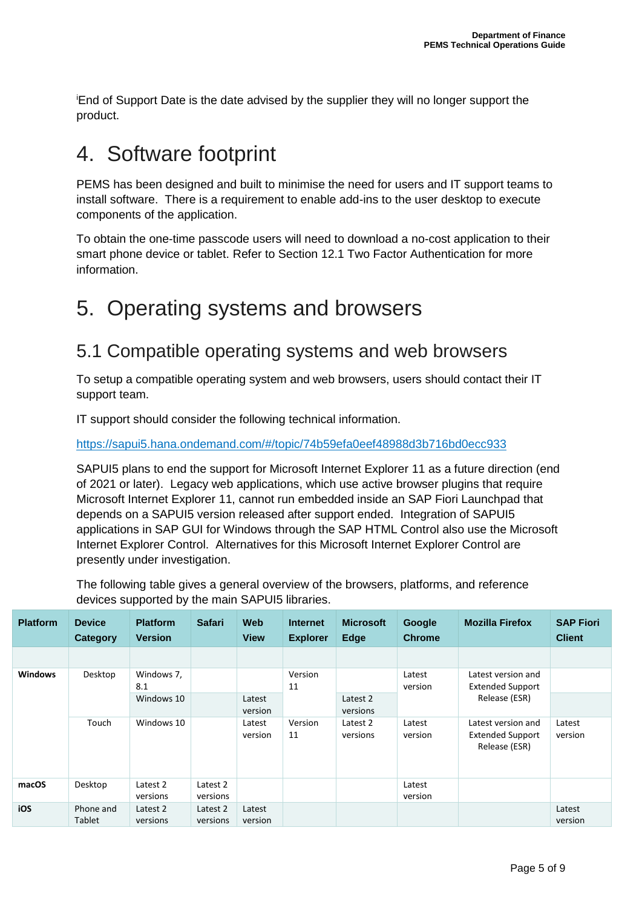[i]End of Support Date is the date advised by the supplier they will no longer support the product.

# 4. Software footprint

PEMS has been designed and built to minimise the need for users and IT support teams to install software. There is a requirement to enable add-ins to the user desktop to execute components of the application.

To obtain the one-time passcode users will need to download a no-cost application to their smart phone device or tablet. Refer to Section 12.1 Two Factor Authentication for more information.

# 5. Operating systems and browsers

## 5.1 Compatible operating systems and web browsers

To setup a compatible operating system and web browsers, users should contact their IT support team.

IT support should consider the following technical information.

https://sapui5.hana.ondemand.com/#/topic/74b59efa0eef48988d3b716bd0ecc933

SAPUI5 plans to end the support for Microsoft Internet Explorer 11 as a future direction (end of 2021 or later). Legacy web applications, which use active browser plugins that require Microsoft Internet Explorer 11, cannot run embedded inside an SAP Fiori Launchpad that depends on a SAPUI5 version released after support ended. Integration of SAPUI5 applications in SAP GUI for Windows through the SAP HTML Control also use the Microsoft Internet Explorer Control. Alternatives for this Microsoft Internet Explorer Control are presently under investigation.

The following table gives a general overview of the browsers, platforms, and reference devices supported by the main SAPUI5 libraries.

| Platform | Device Category | Platform Version | Safari | Web View | Internet Explorer | Microsoft Edge | Google Chrome | Mozilla Firefox | SAP Fiori Client |
|---|---|---|---|---|---|---|---|---|---|
| | | | | | | | | | |
| **Windows** | Desktop | Windows 7, 8.1 | | | Version 11 | | Latest version | Latest version and Extended Support Release (ESR) | |
| | | Windows 10 | | Latest version | | Latest 2 versions | | | |
| | Touch | Windows 10 | | Latest version | Version 11 | Latest 2 versions | Latest version | Latest version and Extended Support Release (ESR) | Latest version |
| **macOS** | Desktop | Latest 2 versions | Latest 2 versions | | | | Latest version | | |
| **iOS** | Phone and Tablet | Latest 2 versions | Latest 2 versions | Latest version | | | | | Latest version |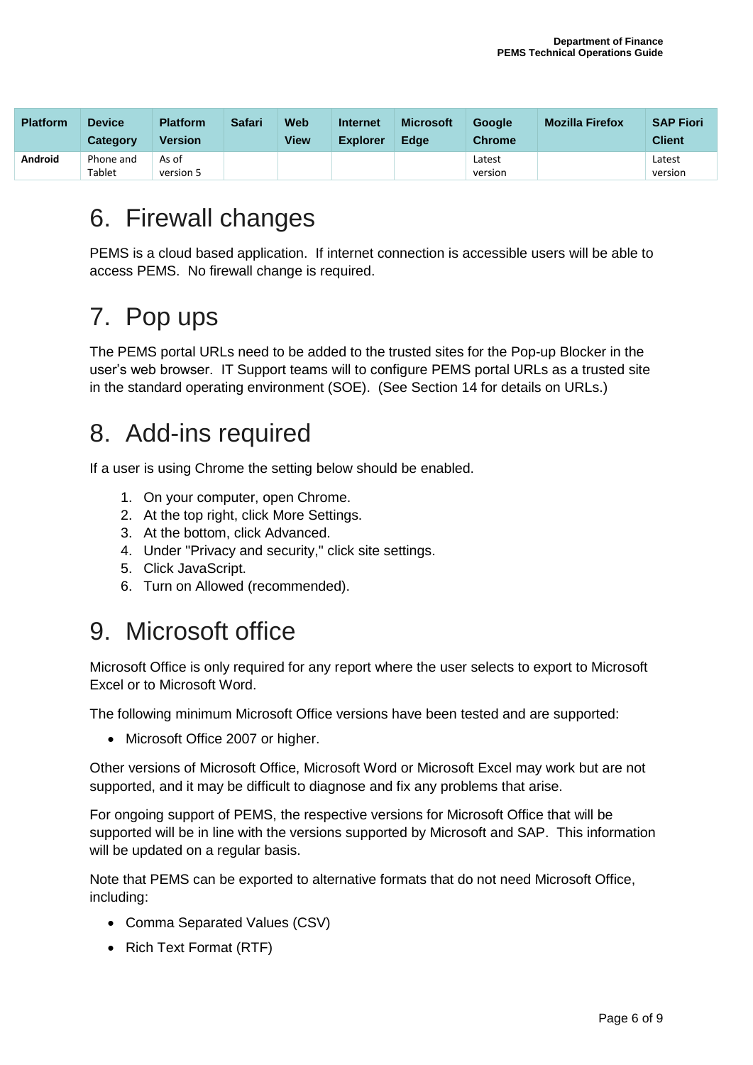| Platform | Device Category | Platform Version | Safari | Web View | Internet Explorer | Microsoft Edge | Google Chrome | Mozilla Firefox | SAP Fiori Client |
|---|---|---|---|---|---|---|---|---|---|
| **Android** | Phone and Tablet | As of version 5 | | | | | Latest version | | Latest version |

# 6. Firewall changes

PEMS is a cloud based application. If internet connection is accessible users will be able to access PEMS. No firewall change is required.

# 7. Pop ups

The PEMS portal URLs need to be added to the trusted sites for the Pop-up Blocker in the user's web browser. IT Support teams will to configure PEMS portal URLs as a trusted site in the standard operating environment (SOE). (See Section 14 for details on URLs.)

# 8. Add-ins required

If a user is using Chrome the setting below should be enabled.

1. On your computer, open Chrome.
2. At the top right, click More Settings.
3. At the bottom, click Advanced.
4. Under "Privacy and security," click site settings.
5. Click JavaScript.
6. Turn on Allowed (recommended).

# 9. Microsoft office

Microsoft Office is only required for any report where the user selects to export to Microsoft Excel or to Microsoft Word.

The following minimum Microsoft Office versions have been tested and are supported:

- Microsoft Office 2007 or higher.

Other versions of Microsoft Office, Microsoft Word or Microsoft Excel may work but are not supported, and it may be difficult to diagnose and fix any problems that arise.

For ongoing support of PEMS, the respective versions for Microsoft Office that will be supported will be in line with the versions supported by Microsoft and SAP. This information will be updated on a regular basis.

Note that PEMS can be exported to alternative formats that do not need Microsoft Office, including:

- Comma Separated Values (CSV)
- Rich Text Format (RTF)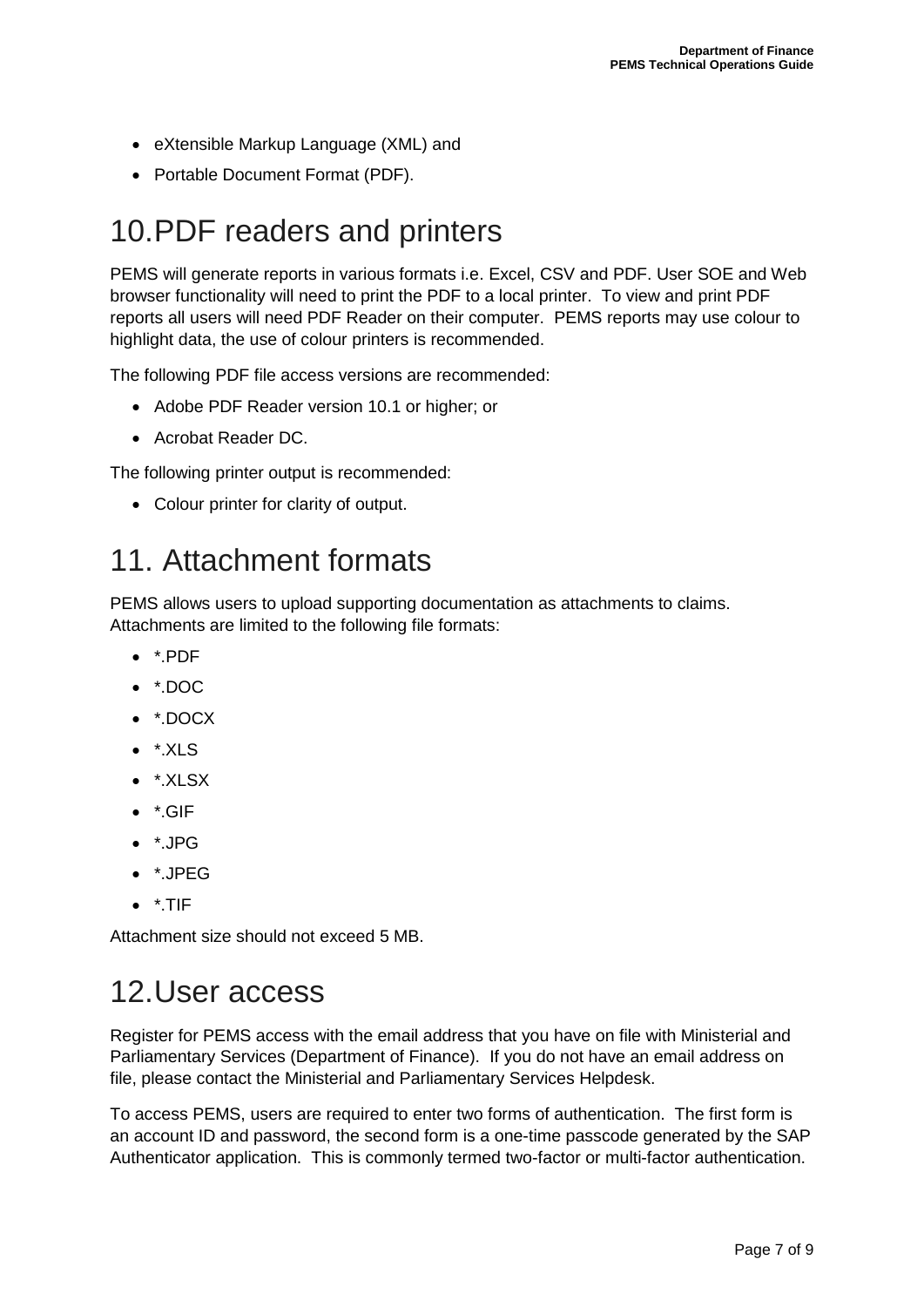- eXtensible Markup Language (XML) and
- Portable Document Format (PDF).

# 10. PDF readers and printers

PEMS will generate reports in various formats i.e. Excel, CSV and PDF. User SOE and Web browser functionality will need to print the PDF to a local printer. To view and print PDF reports all users will need PDF Reader on their computer. PEMS reports may use colour to highlight data, the use of colour printers is recommended.

The following PDF file access versions are recommended:

- Adobe PDF Reader version 10.1 or higher; or
- Acrobat Reader DC.

The following printer output is recommended:

- Colour printer for clarity of output.

# 11. Attachment formats

PEMS allows users to upload supporting documentation as attachments to claims. Attachments are limited to the following file formats:

- *.PDF
- *.DOC
- *.DOCX
- *.XLS
- *.XLSX
- *.GIF
- *.JPG
- *.JPEG
- *.TIF

Attachment size should not exceed 5 MB.

# 12. User access

Register for PEMS access with the email address that you have on file with Ministerial and Parliamentary Services (Department of Finance). If you do not have an email address on file, please contact the Ministerial and Parliamentary Services Helpdesk.

To access PEMS, users are required to enter two forms of authentication. The first form is an account ID and password, the second form is a one-time passcode generated by the SAP Authenticator application. This is commonly termed two-factor or multi-factor authentication.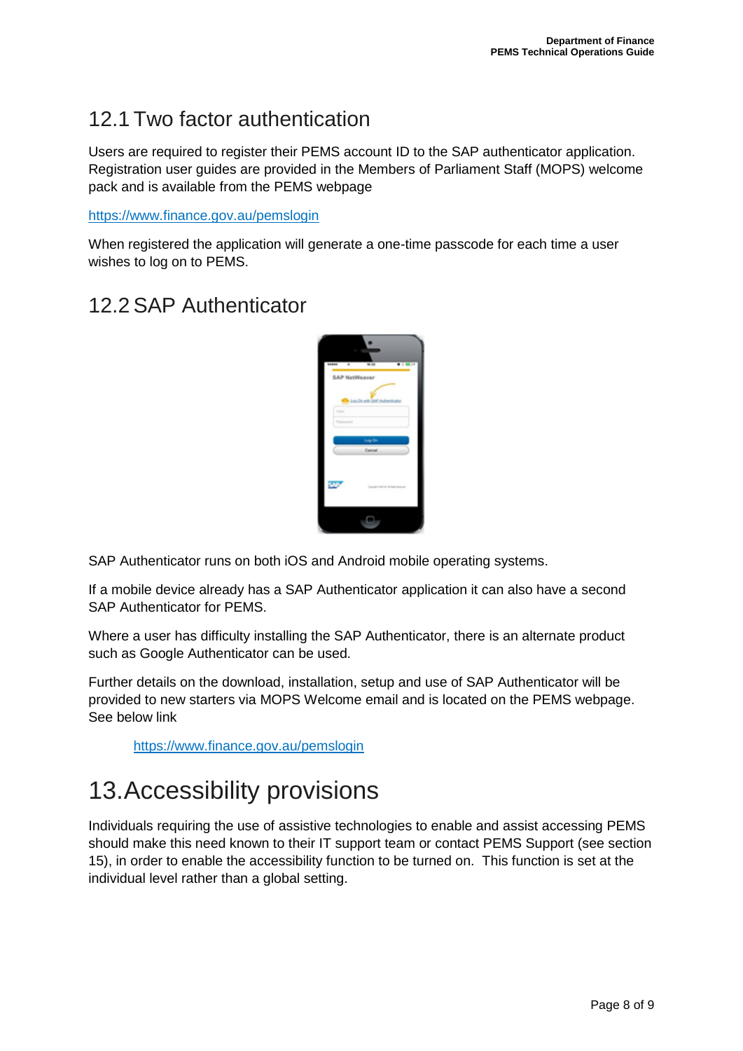## 12.1 Two factor authentication

Users are required to register their PEMS account ID to the SAP authenticator application. Registration user guides are provided in the Members of Parliament Staff (MOPS) welcome pack and is available from the PEMS webpage

https://www.finance.gov.au/pemslogin

When registered the application will generate a one-time passcode for each time a user wishes to log on to PEMS.

## 12.2 SAP Authenticator

SAP Authenticator runs on both iOS and Android mobile operating systems.

If a mobile device already has a SAP Authenticator application it can also have a second SAP Authenticator for PEMS.

Where a user has difficulty installing the SAP Authenticator, there is an alternate product such as Google Authenticator can be used.

Further details on the download, installation, setup and use of SAP Authenticator will be provided to new starters via MOPS Welcome email and is located on the PEMS webpage. See below link

https://www.finance.gov.au/pemslogin

# 13. Accessibility provisions

Individuals requiring the use of assistive technologies to enable and assist accessing PEMS should make this need known to their IT support team or contact PEMS Support (see section 15), in order to enable the accessibility function to be turned on. This function is set at the individual level rather than a global setting.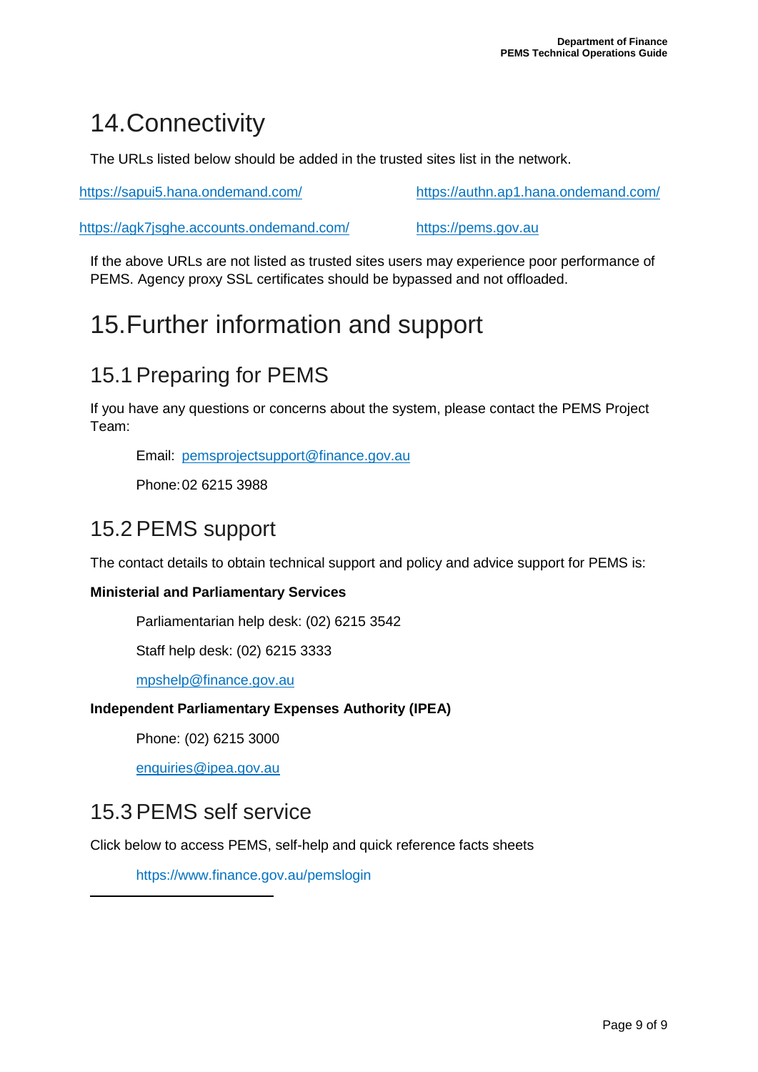# 14. Connectivity

The URLs listed below should be added in the trusted sites list in the network.

https://sapui5.hana.ondemand.com/

https://authn.ap1.hana.ondemand.com/

https://agk7jsghe.accounts.ondemand.com/

https://pems.gov.au

If the above URLs are not listed as trusted sites users may experience poor performance of PEMS. Agency proxy SSL certificates should be bypassed and not offloaded.

# 15. Further information and support

## 15.1 Preparing for PEMS

If you have any questions or concerns about the system, please contact the PEMS Project Team:

Email: pemsprojectsupport@finance.gov.au

Phone: 02 6215 3988

## 15.2 PEMS support

The contact details to obtain technical support and policy and advice support for PEMS is:

**Ministerial and Parliamentary Services**

Parliamentarian help desk: (02) 6215 3542

Staff help desk: (02) 6215 3333

mpshelp@finance.gov.au

**Independent Parliamentary Expenses Authority (IPEA)**

Phone: (02) 6215 3000

enquiries@ipea.gov.au

## 15.3 PEMS self service

Click below to access PEMS, self-help and quick reference facts sheets

https://www.finance.gov.au/pemslogin